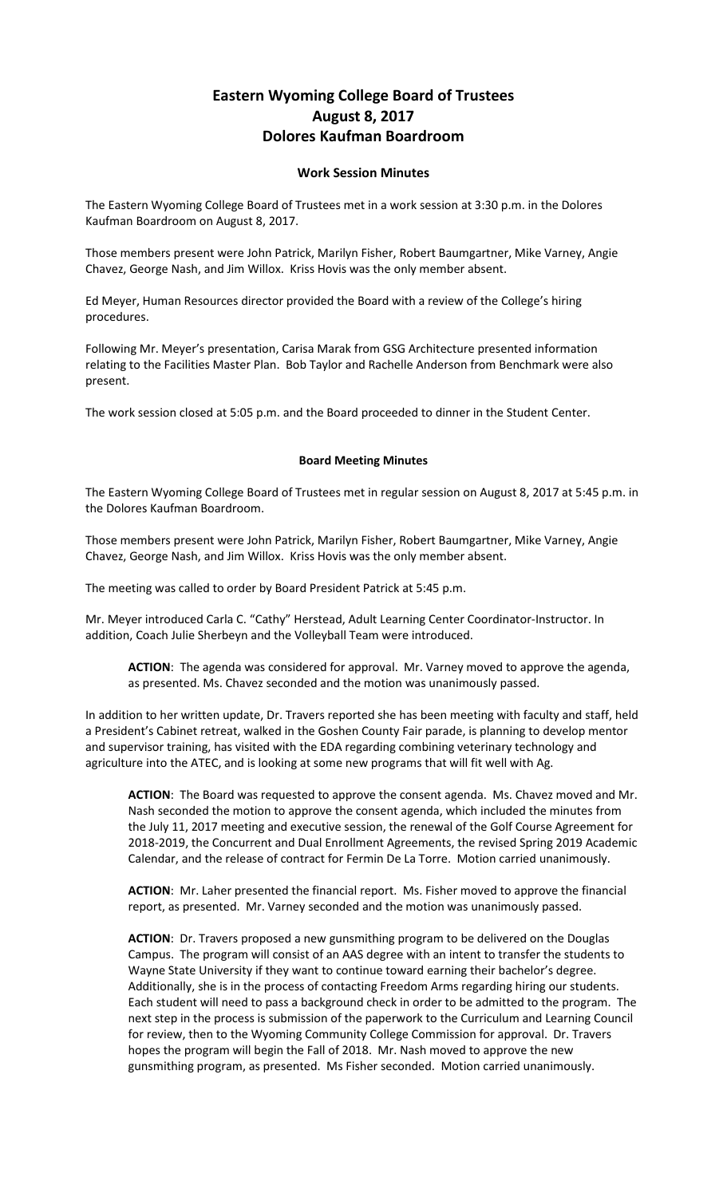# Eastern Wyoming College Board of Trustees
# August 8, 2017
# Dolores Kaufman Boardroom

## Work Session Minutes

The Eastern Wyoming College Board of Trustees met in a work session at 3:30 p.m. in the Dolores Kaufman Boardroom on August 8, 2017.

Those members present were John Patrick, Marilyn Fisher, Robert Baumgartner, Mike Varney, Angie Chavez, George Nash, and Jim Willox. Kriss Hovis was the only member absent.

Ed Meyer, Human Resources director provided the Board with a review of the College's hiring procedures.

Following Mr. Meyer's presentation, Carisa Marak from GSG Architecture presented information relating to the Facilities Master Plan. Bob Taylor and Rachelle Anderson from Benchmark were also present.

The work session closed at 5:05 p.m. and the Board proceeded to dinner in the Student Center.

## Board Meeting Minutes

The Eastern Wyoming College Board of Trustees met in regular session on August 8, 2017 at 5:45 p.m. in the Dolores Kaufman Boardroom.

Those members present were John Patrick, Marilyn Fisher, Robert Baumgartner, Mike Varney, Angie Chavez, George Nash, and Jim Willox. Kriss Hovis was the only member absent.

The meeting was called to order by Board President Patrick at 5:45 p.m.

Mr. Meyer introduced Carla C. "Cathy" Herstead, Adult Learning Center Coordinator-Instructor. In addition, Coach Julie Sherbeyn and the Volleyball Team were introduced.

> **ACTION**: The agenda was considered for approval. Mr. Varney moved to approve the agenda, as presented. Ms. Chavez seconded and the motion was unanimously passed.

In addition to her written update, Dr. Travers reported she has been meeting with faculty and staff, held a President's Cabinet retreat, walked in the Goshen County Fair parade, is planning to develop mentor and supervisor training, has visited with the EDA regarding combining veterinary technology and agriculture into the ATEC, and is looking at some new programs that will fit well with Ag.

> **ACTION**: The Board was requested to approve the consent agenda. Ms. Chavez moved and Mr. Nash seconded the motion to approve the consent agenda, which included the minutes from the July 11, 2017 meeting and executive session, the renewal of the Golf Course Agreement for 2018-2019, the Concurrent and Dual Enrollment Agreements, the revised Spring 2019 Academic Calendar, and the release of contract for Fermin De La Torre. Motion carried unanimously.

> **ACTION**: Mr. Laher presented the financial report. Ms. Fisher moved to approve the financial report, as presented. Mr. Varney seconded and the motion was unanimously passed.

> **ACTION**: Dr. Travers proposed a new gunsmithing program to be delivered on the Douglas Campus. The program will consist of an AAS degree with an intent to transfer the students to Wayne State University if they want to continue toward earning their bachelor's degree. Additionally, she is in the process of contacting Freedom Arms regarding hiring our students. Each student will need to pass a background check in order to be admitted to the program. The next step in the process is submission of the paperwork to the Curriculum and Learning Council for review, then to the Wyoming Community College Commission for approval. Dr. Travers hopes the program will begin the Fall of 2018. Mr. Nash moved to approve the new gunsmithing program, as presented. Ms Fisher seconded. Motion carried unanimously.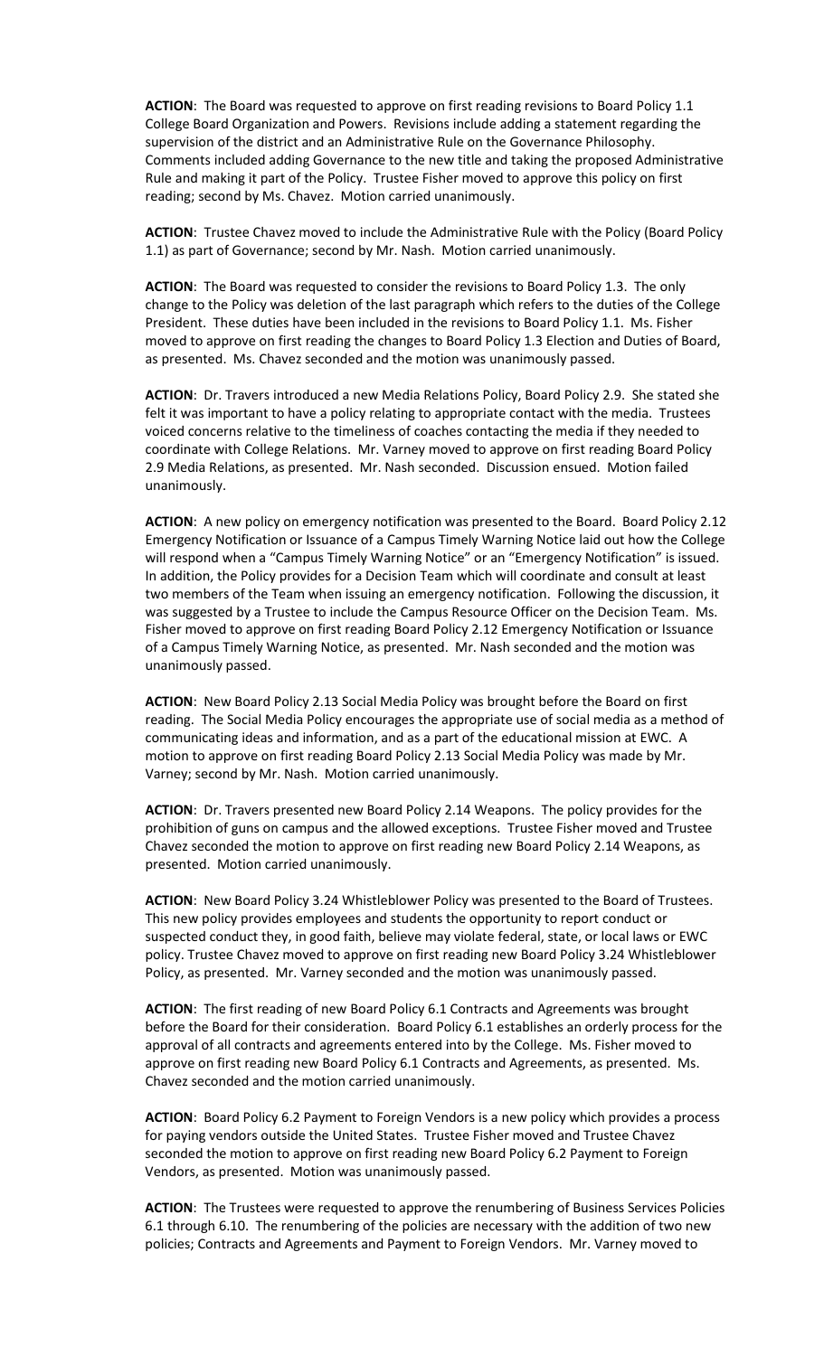**ACTION**: The Board was requested to approve on first reading revisions to Board Policy 1.1 College Board Organization and Powers. Revisions include adding a statement regarding the supervision of the district and an Administrative Rule on the Governance Philosophy. Comments included adding Governance to the new title and taking the proposed Administrative Rule and making it part of the Policy. Trustee Fisher moved to approve this policy on first reading; second by Ms. Chavez. Motion carried unanimously.

**ACTION**: Trustee Chavez moved to include the Administrative Rule with the Policy (Board Policy 1.1) as part of Governance; second by Mr. Nash. Motion carried unanimously.

**ACTION**: The Board was requested to consider the revisions to Board Policy 1.3. The only change to the Policy was deletion of the last paragraph which refers to the duties of the College President. These duties have been included in the revisions to Board Policy 1.1. Ms. Fisher moved to approve on first reading the changes to Board Policy 1.3 Election and Duties of Board, as presented. Ms. Chavez seconded and the motion was unanimously passed.

**ACTION**: Dr. Travers introduced a new Media Relations Policy, Board Policy 2.9. She stated she felt it was important to have a policy relating to appropriate contact with the media. Trustees voiced concerns relative to the timeliness of coaches contacting the media if they needed to coordinate with College Relations. Mr. Varney moved to approve on first reading Board Policy 2.9 Media Relations, as presented. Mr. Nash seconded. Discussion ensued. Motion failed unanimously.

**ACTION**: A new policy on emergency notification was presented to the Board. Board Policy 2.12 Emergency Notification or Issuance of a Campus Timely Warning Notice laid out how the College will respond when a "Campus Timely Warning Notice" or an "Emergency Notification" is issued. In addition, the Policy provides for a Decision Team which will coordinate and consult at least two members of the Team when issuing an emergency notification. Following the discussion, it was suggested by a Trustee to include the Campus Resource Officer on the Decision Team. Ms. Fisher moved to approve on first reading Board Policy 2.12 Emergency Notification or Issuance of a Campus Timely Warning Notice, as presented. Mr. Nash seconded and the motion was unanimously passed.

**ACTION**: New Board Policy 2.13 Social Media Policy was brought before the Board on first reading. The Social Media Policy encourages the appropriate use of social media as a method of communicating ideas and information, and as a part of the educational mission at EWC. A motion to approve on first reading Board Policy 2.13 Social Media Policy was made by Mr. Varney; second by Mr. Nash. Motion carried unanimously.

**ACTION**: Dr. Travers presented new Board Policy 2.14 Weapons. The policy provides for the prohibition of guns on campus and the allowed exceptions. Trustee Fisher moved and Trustee Chavez seconded the motion to approve on first reading new Board Policy 2.14 Weapons, as presented. Motion carried unanimously.

**ACTION**: New Board Policy 3.24 Whistleblower Policy was presented to the Board of Trustees. This new policy provides employees and students the opportunity to report conduct or suspected conduct they, in good faith, believe may violate federal, state, or local laws or EWC policy. Trustee Chavez moved to approve on first reading new Board Policy 3.24 Whistleblower Policy, as presented. Mr. Varney seconded and the motion was unanimously passed.

**ACTION**: The first reading of new Board Policy 6.1 Contracts and Agreements was brought before the Board for their consideration. Board Policy 6.1 establishes an orderly process for the approval of all contracts and agreements entered into by the College. Ms. Fisher moved to approve on first reading new Board Policy 6.1 Contracts and Agreements, as presented. Ms. Chavez seconded and the motion carried unanimously.

**ACTION**: Board Policy 6.2 Payment to Foreign Vendors is a new policy which provides a process for paying vendors outside the United States. Trustee Fisher moved and Trustee Chavez seconded the motion to approve on first reading new Board Policy 6.2 Payment to Foreign Vendors, as presented. Motion was unanimously passed.

**ACTION**: The Trustees were requested to approve the renumbering of Business Services Policies 6.1 through 6.10. The renumbering of the policies are necessary with the addition of two new policies; Contracts and Agreements and Payment to Foreign Vendors. Mr. Varney moved to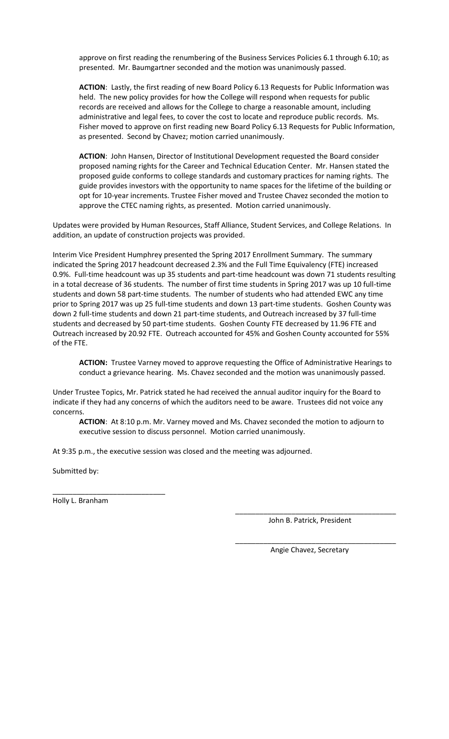approve on first reading the renumbering of the Business Services Policies 6.1 through 6.10; as presented. Mr. Baumgartner seconded and the motion was unanimously passed.

**ACTION**: Lastly, the first reading of new Board Policy 6.13 Requests for Public Information was held. The new policy provides for how the College will respond when requests for public records are received and allows for the College to charge a reasonable amount, including administrative and legal fees, to cover the cost to locate and reproduce public records. Ms. Fisher moved to approve on first reading new Board Policy 6.13 Requests for Public Information, as presented. Second by Chavez; motion carried unanimously.

**ACTION**: John Hansen, Director of Institutional Development requested the Board consider proposed naming rights for the Career and Technical Education Center. Mr. Hansen stated the proposed guide conforms to college standards and customary practices for naming rights. The guide provides investors with the opportunity to name spaces for the lifetime of the building or opt for 10-year increments. Trustee Fisher moved and Trustee Chavez seconded the motion to approve the CTEC naming rights, as presented. Motion carried unanimously.

Updates were provided by Human Resources, Staff Alliance, Student Services, and College Relations. In addition, an update of construction projects was provided.

Interim Vice President Humphrey presented the Spring 2017 Enrollment Summary. The summary indicated the Spring 2017 headcount decreased 2.3% and the Full Time Equivalency (FTE) increased 0.9%. Full-time headcount was up 35 students and part-time headcount was down 71 students resulting in a total decrease of 36 students. The number of first time students in Spring 2017 was up 10 full-time students and down 58 part-time students. The number of students who had attended EWC any time prior to Spring 2017 was up 25 full-time students and down 13 part-time students. Goshen County was down 2 full-time students and down 21 part-time students, and Outreach increased by 37 full-time students and decreased by 50 part-time students. Goshen County FTE decreased by 11.96 FTE and Outreach increased by 20.92 FTE. Outreach accounted for 45% and Goshen County accounted for 55% of the FTE.

**ACTION:** Trustee Varney moved to approve requesting the Office of Administrative Hearings to conduct a grievance hearing. Ms. Chavez seconded and the motion was unanimously passed.

Under Trustee Topics, Mr. Patrick stated he had received the annual auditor inquiry for the Board to indicate if they had any concerns of which the auditors need to be aware. Trustees did not voice any concerns.

**ACTION**: At 8:10 p.m. Mr. Varney moved and Ms. Chavez seconded the motion to adjourn to executive session to discuss personnel. Motion carried unanimously.

At 9:35 p.m., the executive session was closed and the meeting was adjourned.

Submitted by:

\_\_\_\_\_\_\_\_\_\_\_\_\_\_\_\_\_\_\_\_\_\_\_\_\_\_\_\_

Holly L. Branham

\_\_\_\_\_\_\_\_\_\_\_\_\_\_\_\_\_\_\_\_\_\_\_\_\_\_\_\_\_\_\_\_\_\_\_\_\_\_\_\_

John B. Patrick, President

\_\_\_\_\_\_\_\_\_\_\_\_\_\_\_\_\_\_\_\_\_\_\_\_\_\_\_\_\_\_\_\_\_\_\_\_\_\_\_\_

Angie Chavez, Secretary